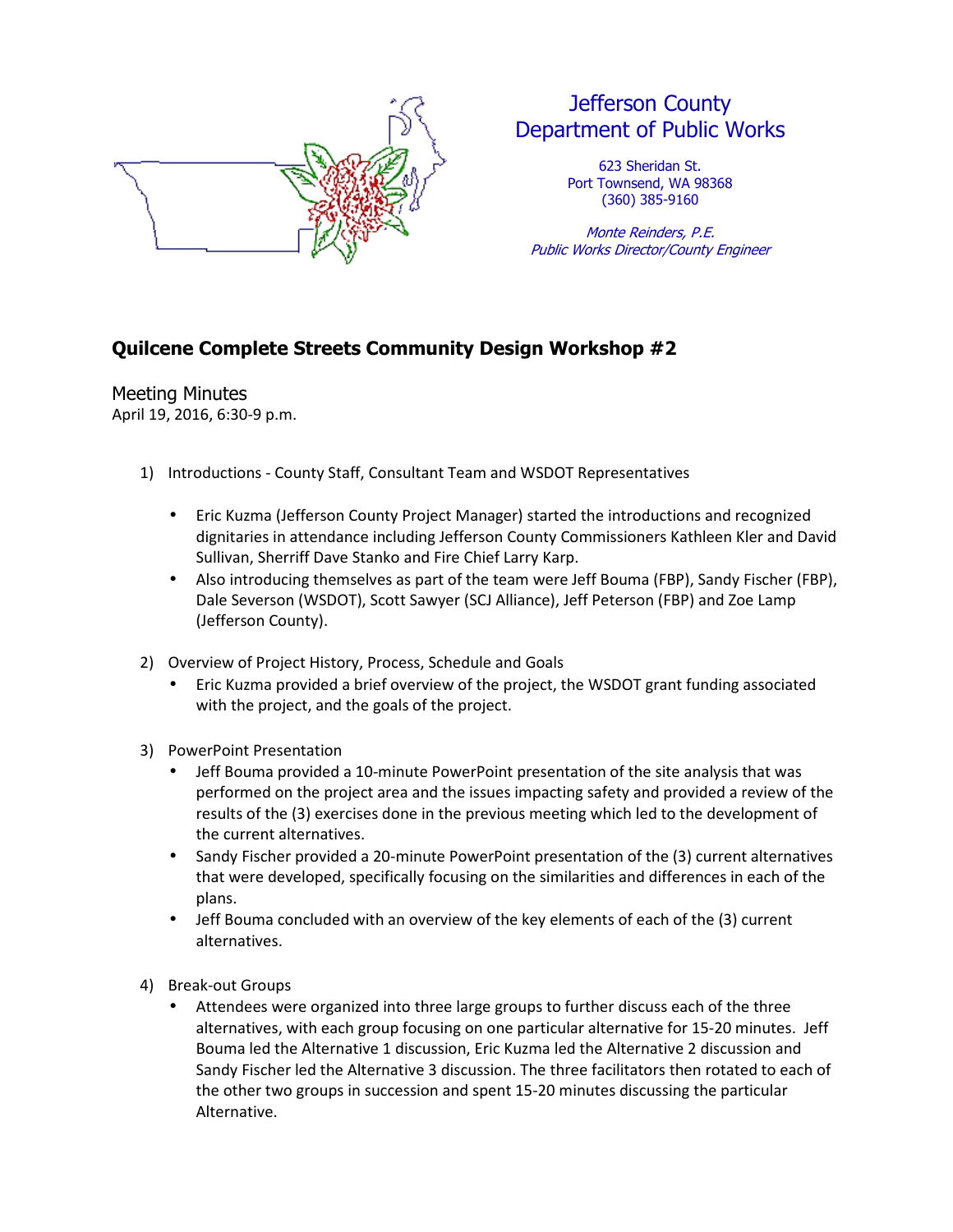Jefferson County
Department of Public Works

623 Sheridan St.
Port Townsend, WA 98368
(360) 385-9160

*Monte Reinders, P.E.*
*Public Works Director/County Engineer*

## Quilcene Complete Streets Community Design Workshop #2

Meeting Minutes
April 19, 2016, 6:30-9 p.m.

1) Introductions - County Staff, Consultant Team and WSDOT Representatives

   - Eric Kuzma (Jefferson County Project Manager) started the introductions and recognized dignitaries in attendance including Jefferson County Commissioners Kathleen Kler and David Sullivan, Sherriff Dave Stanko and Fire Chief Larry Karp.
   - Also introducing themselves as part of the team were Jeff Bouma (FBP), Sandy Fischer (FBP), Dale Severson (WSDOT), Scott Sawyer (SCJ Alliance), Jeff Peterson (FBP) and Zoe Lamp (Jefferson County).

2) Overview of Project History, Process, Schedule and Goals
   - Eric Kuzma provided a brief overview of the project, the WSDOT grant funding associated with the project, and the goals of the project.

3) PowerPoint Presentation
   - Jeff Bouma provided a 10-minute PowerPoint presentation of the site analysis that was performed on the project area and the issues impacting safety and provided a review of the results of the (3) exercises done in the previous meeting which led to the development of the current alternatives.
   - Sandy Fischer provided a 20-minute PowerPoint presentation of the (3) current alternatives that were developed, specifically focusing on the similarities and differences in each of the plans.
   - Jeff Bouma concluded with an overview of the key elements of each of the (3) current alternatives.

4) Break-out Groups
   - Attendees were organized into three large groups to further discuss each of the three alternatives, with each group focusing on one particular alternative for 15-20 minutes. Jeff Bouma led the Alternative 1 discussion, Eric Kuzma led the Alternative 2 discussion and Sandy Fischer led the Alternative 3 discussion. The three facilitators then rotated to each of the other two groups in succession and spent 15-20 minutes discussing the particular Alternative.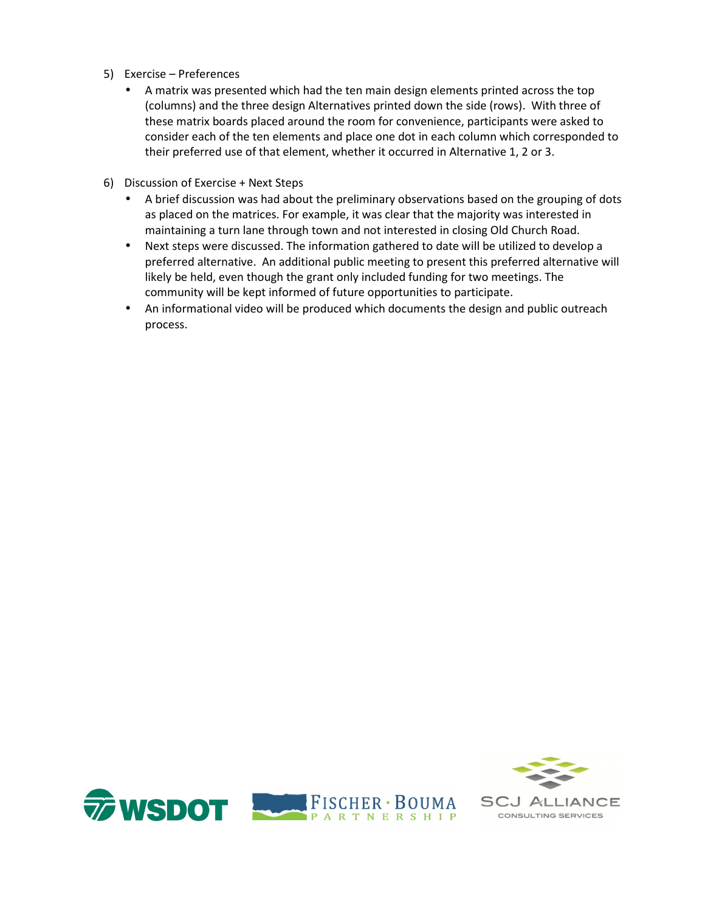5) Exercise – Preferences
   - A matrix was presented which had the ten main design elements printed across the top (columns) and the three design Alternatives printed down the side (rows). With three of these matrix boards placed around the room for convenience, participants were asked to consider each of the ten elements and place one dot in each column which corresponded to their preferred use of that element, whether it occurred in Alternative 1, 2 or 3.

6) Discussion of Exercise + Next Steps
   - A brief discussion was had about the preliminary observations based on the grouping of dots as placed on the matrices. For example, it was clear that the majority was interested in maintaining a turn lane through town and not interested in closing Old Church Road.
   - Next steps were discussed. The information gathered to date will be utilized to develop a preferred alternative. An additional public meeting to present this preferred alternative will likely be held, even though the grant only included funding for two meetings. The community will be kept informed of future opportunities to participate.
   - An informational video will be produced which documents the design and public outreach process.

WSDOT FISCHER · BOUMA PARTNERSHIP SCJ ALLIANCE CONSULTING SERVICES